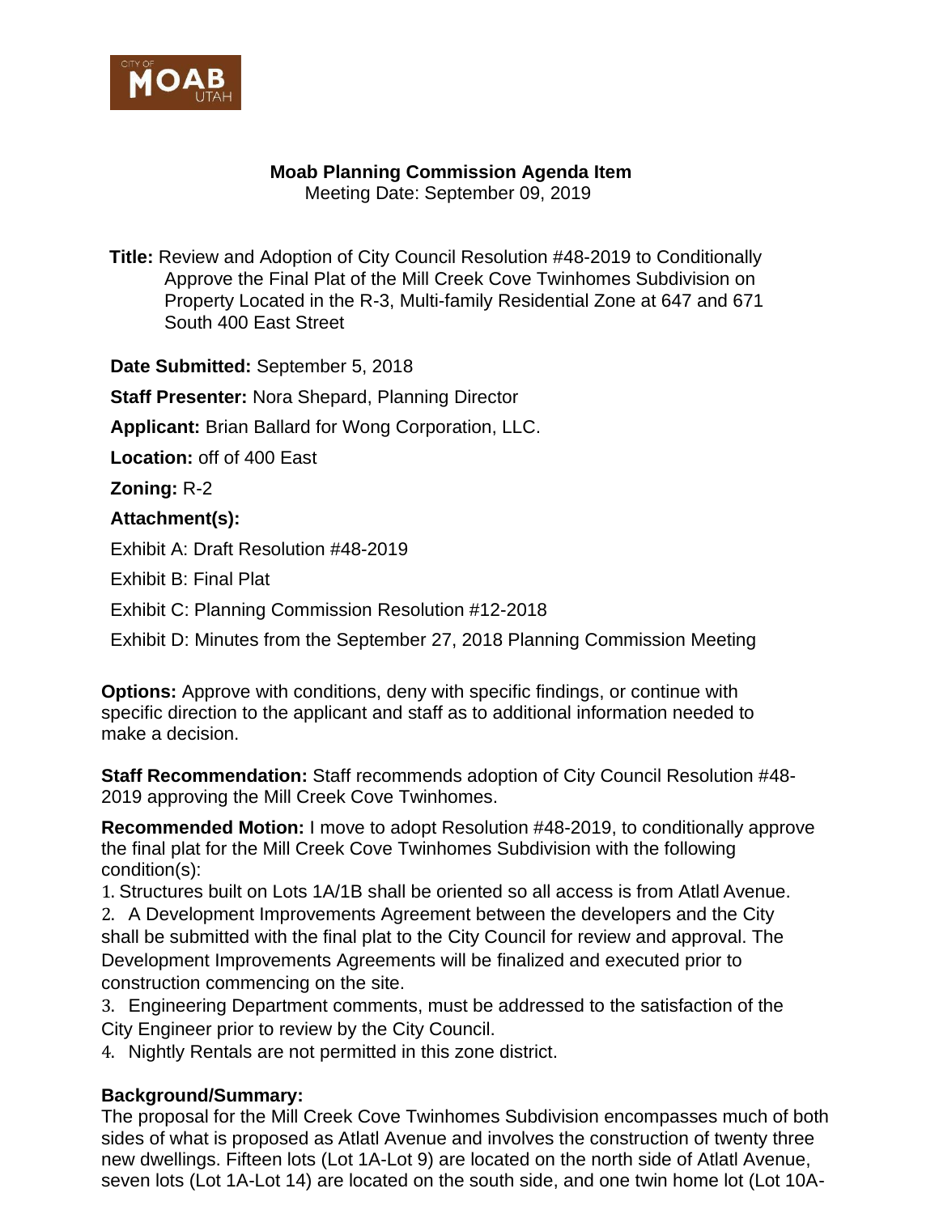CITY OF MOAB UTAH

**Moab Planning Commission Agenda Item**
Meeting Date: September 09, 2019

**Title:** Review and Adoption of City Council Resolution #48-2019 to Conditionally Approve the Final Plat of the Mill Creek Cove Twinhomes Subdivision on Property Located in the R-3, Multi-family Residential Zone at 647 and 671 South 400 East Street

**Date Submitted:** September 5, 2018

**Staff Presenter:** Nora Shepard, Planning Director

**Applicant:** Brian Ballard for Wong Corporation, LLC.

**Location:** off of 400 East

**Zoning:** R-2

**Attachment(s):**

Exhibit A: Draft Resolution #48-2019

Exhibit B: Final Plat

Exhibit C: Planning Commission Resolution #12-2018

Exhibit D: Minutes from the September 27, 2018 Planning Commission Meeting

**Options:** Approve with conditions, deny with specific findings, or continue with specific direction to the applicant and staff as to additional information needed to make a decision.

**Staff Recommendation:** Staff recommends adoption of City Council Resolution #48-2019 approving the Mill Creek Cove Twinhomes.

**Recommended Motion:** I move to adopt Resolution #48-2019, to conditionally approve the final plat for the Mill Creek Cove Twinhomes Subdivision with the following condition(s):

1. Structures built on Lots 1A/1B shall be oriented so all access is from Atlatl Avenue.
2. A Development Improvements Agreement between the developers and the City shall be submitted with the final plat to the City Council for review and approval. The Development Improvements Agreements will be finalized and executed prior to construction commencing on the site.
3. Engineering Department comments, must be addressed to the satisfaction of the City Engineer prior to review by the City Council.
4. Nightly Rentals are not permitted in this zone district.

**Background/Summary:**
The proposal for the Mill Creek Cove Twinhomes Subdivision encompasses much of both sides of what is proposed as Atlatl Avenue and involves the construction of twenty three new dwellings. Fifteen lots (Lot 1A-Lot 9) are located on the north side of Atlatl Avenue, seven lots (Lot 1A-Lot 14) are located on the south side, and one twin home lot (Lot 10A-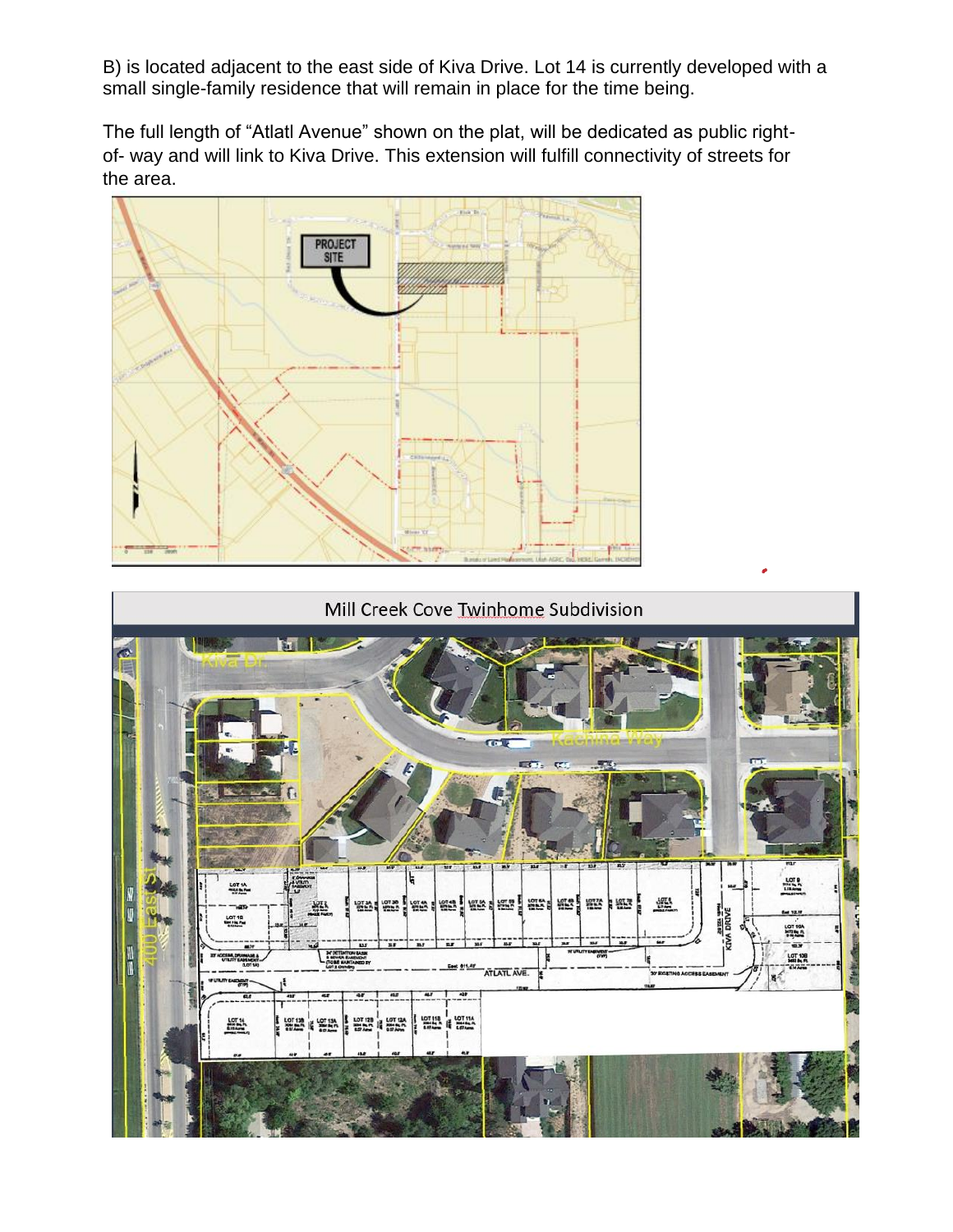B) is located adjacent to the east side of Kiva Drive. Lot 14 is currently developed with a small single-family residence that will remain in place for the time being.

The full length of "Atlatl Avenue" shown on the plat, will be dedicated as public right-of- way and will link to Kiva Drive. This extension will fulfill connectivity of streets for the area.

Mill Creek Cove Twinhome Subdivision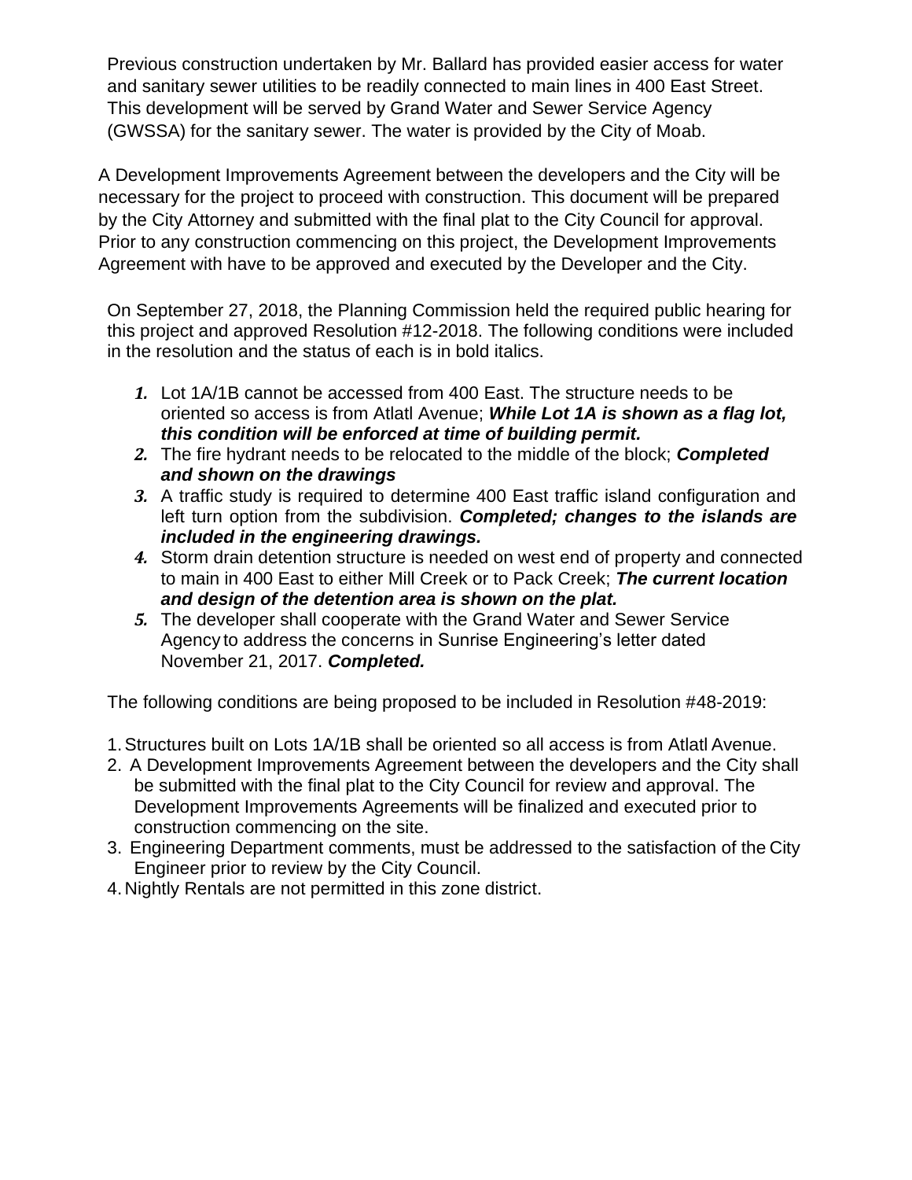Previous construction undertaken by Mr. Ballard has provided easier access for water and sanitary sewer utilities to be readily connected to main lines in 400 East Street. This development will be served by Grand Water and Sewer Service Agency (GWSSA) for the sanitary sewer. The water is provided by the City of Moab.

A Development Improvements Agreement between the developers and the City will be necessary for the project to proceed with construction. This document will be prepared by the City Attorney and submitted with the final plat to the City Council for approval. Prior to any construction commencing on this project, the Development Improvements Agreement with have to be approved and executed by the Developer and the City.

On September 27, 2018, the Planning Commission held the required public hearing for this project and approved Resolution #12-2018. The following conditions were included in the resolution and the status of each is in bold italics.

1. Lot 1A/1B cannot be accessed from 400 East. The structure needs to be oriented so access is from Atlatl Avenue; ***While Lot 1A is shown as a flag lot, this condition will be enforced at time of building permit.***
2. The fire hydrant needs to be relocated to the middle of the block; ***Completed and shown on the drawings***
3. A traffic study is required to determine 400 East traffic island configuration and left turn option from the subdivision. ***Completed; changes to the islands are included in the engineering drawings.***
4. Storm drain detention structure is needed on west end of property and connected to main in 400 East to either Mill Creek or to Pack Creek; ***The current location and design of the detention area is shown on the plat.***
5. The developer shall cooperate with the Grand Water and Sewer Service Agency to address the concerns in Sunrise Engineering's letter dated November 21, 2017. ***Completed.***

The following conditions are being proposed to be included in Resolution #48-2019:

1. Structures built on Lots 1A/1B shall be oriented so all access is from Atlatl Avenue.
2. A Development Improvements Agreement between the developers and the City shall be submitted with the final plat to the City Council for review and approval. The Development Improvements Agreements will be finalized and executed prior to construction commencing on the site.
3. Engineering Department comments, must be addressed to the satisfaction of the City Engineer prior to review by the City Council.
4. Nightly Rentals are not permitted in this zone district.